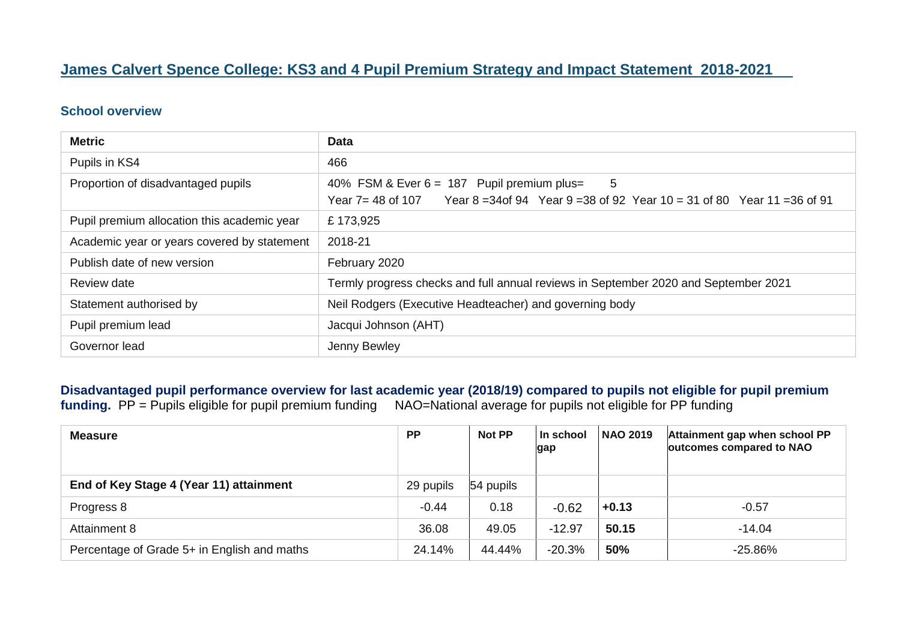# James Calvert Spence College: KS3 and 4 Pupil Premium Strategy and Impact Statement 2018-2021

## School overview

| Metric | Data |
|---|---|
| Pupils in KS4 | 466 |
| Proportion of disadvantaged pupils | 40% FSM & Ever 6 = 187 Pupil premium plus= 5<br>Year 7= 48 of 107 Year 8 =34of 94 Year 9 =38 of 92 Year 10 = 31 of 80 Year 11 =36 of 91 |
| Pupil premium allocation this academic year | £ 173,925 |
| Academic year or years covered by statement | 2018-21 |
| Publish date of new version | February 2020 |
| Review date | Termly progress checks and full annual reviews in September 2020 and September 2021 |
| Statement authorised by | Neil Rodgers (Executive Headteacher) and governing body |
| Pupil premium lead | Jacqui Johnson (AHT) |
| Governor lead | Jenny Bewley |

**Disadvantaged pupil performance overview for last academic year (2018/19) compared to pupils not eligible for pupil premium funding.** PP = Pupils eligible for pupil premium funding NAO=National average for pupils not eligible for PP funding

| Measure | PP | Not PP | In school gap | NAO 2019 | Attainment gap when school PP outcomes compared to NAO |
|---|---|---|---|---|---|
| **End of Key Stage 4 (Year 11) attainment** | 29 pupils | 54 pupils | | | |
| Progress 8 | -0.44 | 0.18 | -0.62 | **+0.13** | -0.57 |
| Attainment 8 | 36.08 | 49.05 | -12.97 | **50.15** | -14.04 |
| Percentage of Grade 5+ in English and maths | 24.14% | 44.44% | -20.3% | **50%** | -25.86% |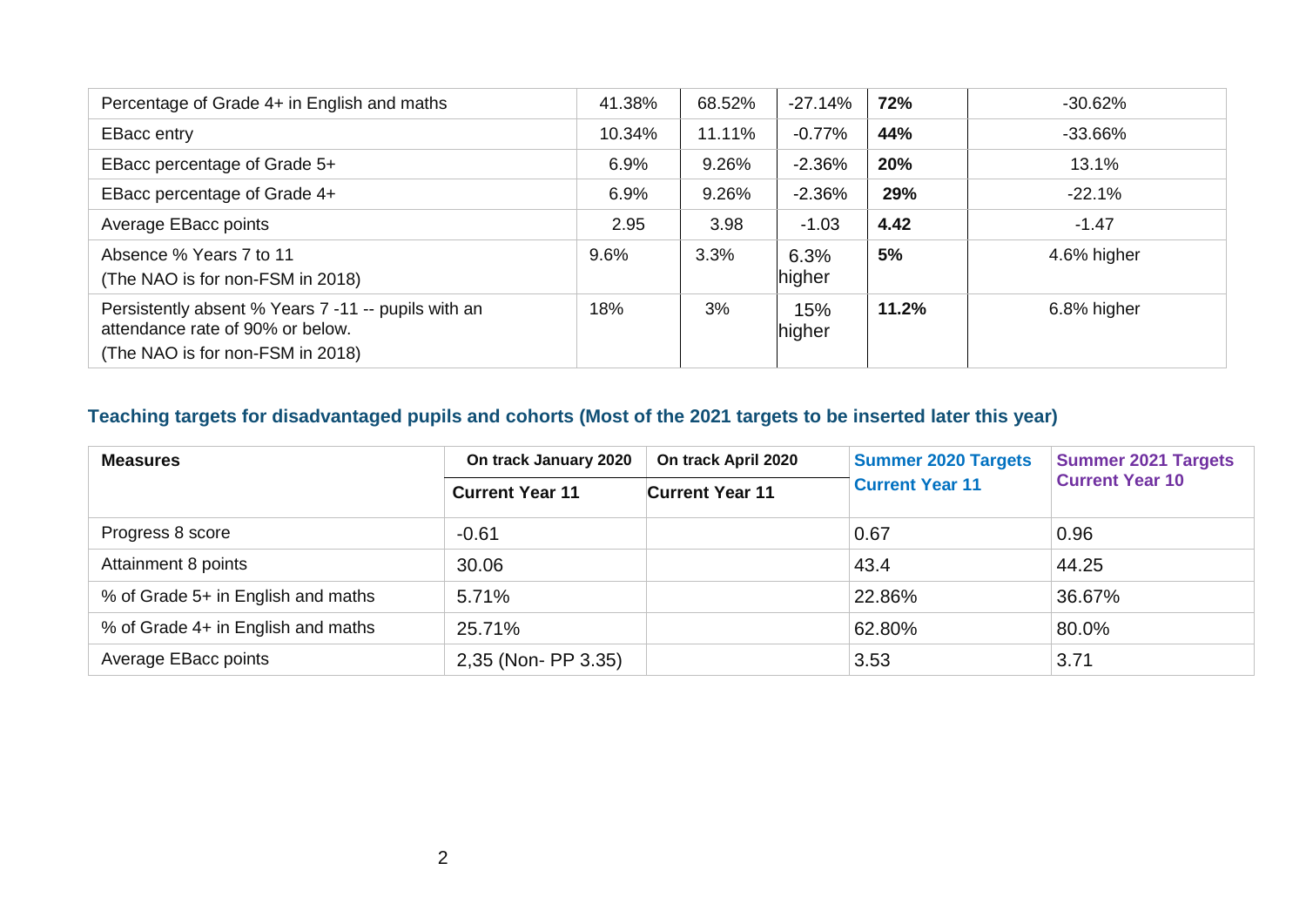| | | | | | |
|---|---|---|---|---|---|
| Percentage of Grade 4+ in English and maths | 41.38% | 68.52% | -27.14% | **72%** | -30.62% |
| EBacc entry | 10.34% | 11.11% | -0.77% | **44%** | -33.66% |
| EBacc percentage of Grade 5+ | 6.9% | 9.26% | -2.36% | **20%** | 13.1% |
| EBacc percentage of Grade 4+ | 6.9% | 9.26% | -2.36% | **29%** | -22.1% |
| Average EBacc points | 2.95 | 3.98 | -1.03 | **4.42** | -1.47 |
| Absence % Years 7 to 11 (The NAO is for non-FSM in 2018) | 9.6% | 3.3% | 6.3% higher | **5%** | 4.6% higher |
| Persistently absent % Years 7 -11 -- pupils with an attendance rate of 90% or below. (The NAO is for non-FSM in 2018) | 18% | 3% | 15% higher | **11.2%** | 6.8% higher |

### Teaching targets for disadvantaged pupils and cohorts (Most of the 2021 targets to be inserted later this year)

| **Measures** | **On track January 2020** | **On track April 2020** | **Summer 2020 Targets** | **Summer 2021 Targets** |
|---|---|---|---|---|
| | **Current Year 11** | **Current Year 11** | **Current Year 11** | **Current Year 10** |
| Progress 8 score | -0.61 | | 0.67 | 0.96 |
| Attainment 8 points | 30.06 | | 43.4 | 44.25 |
| % of Grade 5+ in English and maths | 5.71% | | 22.86% | 36.67% |
| % of Grade 4+ in English and maths | 25.71% | | 62.80% | 80.0% |
| Average EBacc points | 2,35 (Non- PP 3.35) | | 3.53 | 3.71 |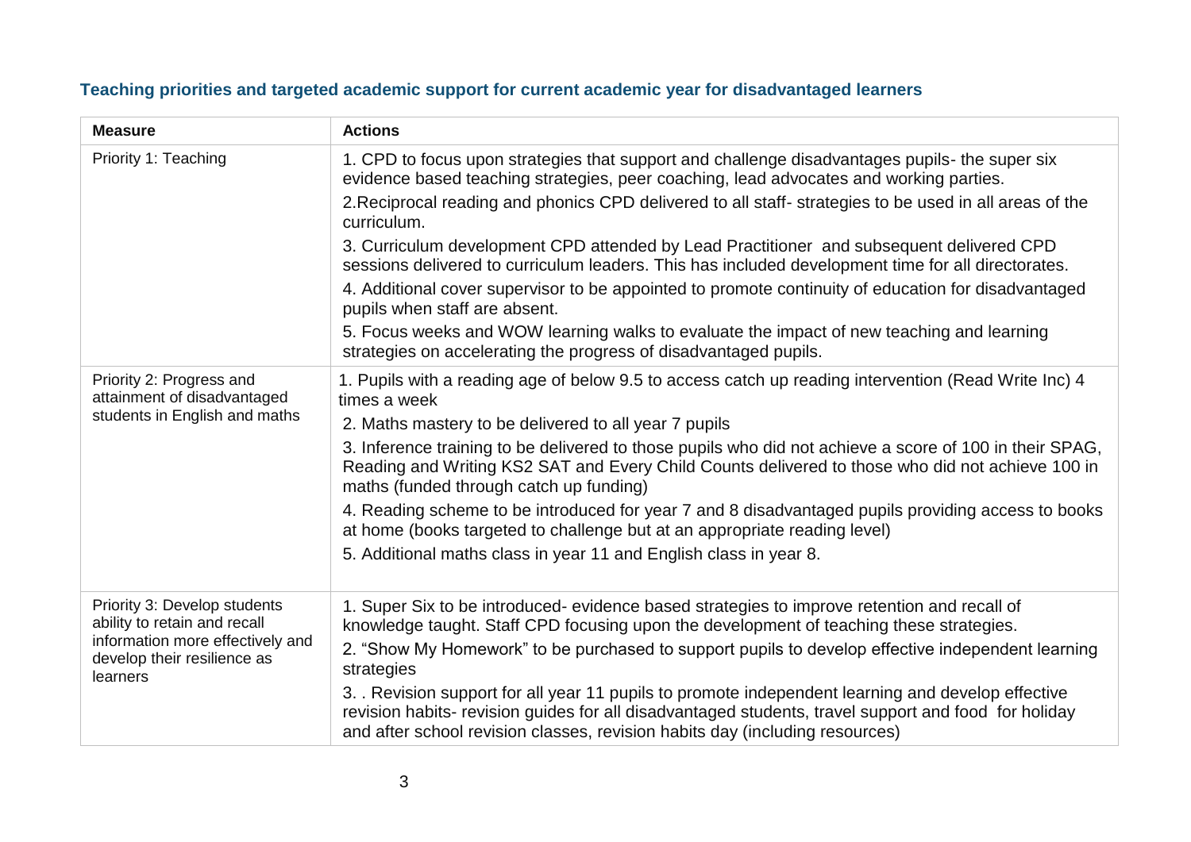### Teaching priorities and targeted academic support for current academic year for disadvantaged learners

| Measure | Actions |
| --- | --- |
| Priority 1: Teaching | 1. CPD to focus upon strategies that support and challenge disadvantages pupils- the super six evidence based teaching strategies, peer coaching, lead advocates and working parties.<br>2.Reciprocal reading and phonics CPD delivered to all staff- strategies to be used in all areas of the curriculum.<br>3. Curriculum development CPD attended by Lead Practitioner and subsequent delivered CPD sessions delivered to curriculum leaders. This has included development time for all directorates.<br>4. Additional cover supervisor to be appointed to promote continuity of education for disadvantaged pupils when staff are absent.<br>5. Focus weeks and WOW learning walks to evaluate the impact of new teaching and learning strategies on accelerating the progress of disadvantaged pupils. |
| Priority 2: Progress and attainment of disadvantaged students in English and maths | 1. Pupils with a reading age of below 9.5 to access catch up reading intervention (Read Write Inc) 4 times a week<br>2. Maths mastery to be delivered to all year 7 pupils<br>3. Inference training to be delivered to those pupils who did not achieve a score of 100 in their SPAG, Reading and Writing KS2 SAT and Every Child Counts delivered to those who did not achieve 100 in maths (funded through catch up funding)<br>4. Reading scheme to be introduced for year 7 and 8 disadvantaged pupils providing access to books at home (books targeted to challenge but at an appropriate reading level)<br>5. Additional maths class in year 11 and English class in year 8. |
| Priority 3: Develop students ability to retain and recall information more effectively and develop their resilience as learners | 1. Super Six to be introduced- evidence based strategies to improve retention and recall of knowledge taught. Staff CPD focusing upon the development of teaching these strategies.<br>2. "Show My Homework" to be purchased to support pupils to develop effective independent learning strategies<br>3. . Revision support for all year 11 pupils to promote independent learning and develop effective revision habits- revision guides for all disadvantaged students, travel support and food for holiday and after school revision classes, revision habits day (including resources) |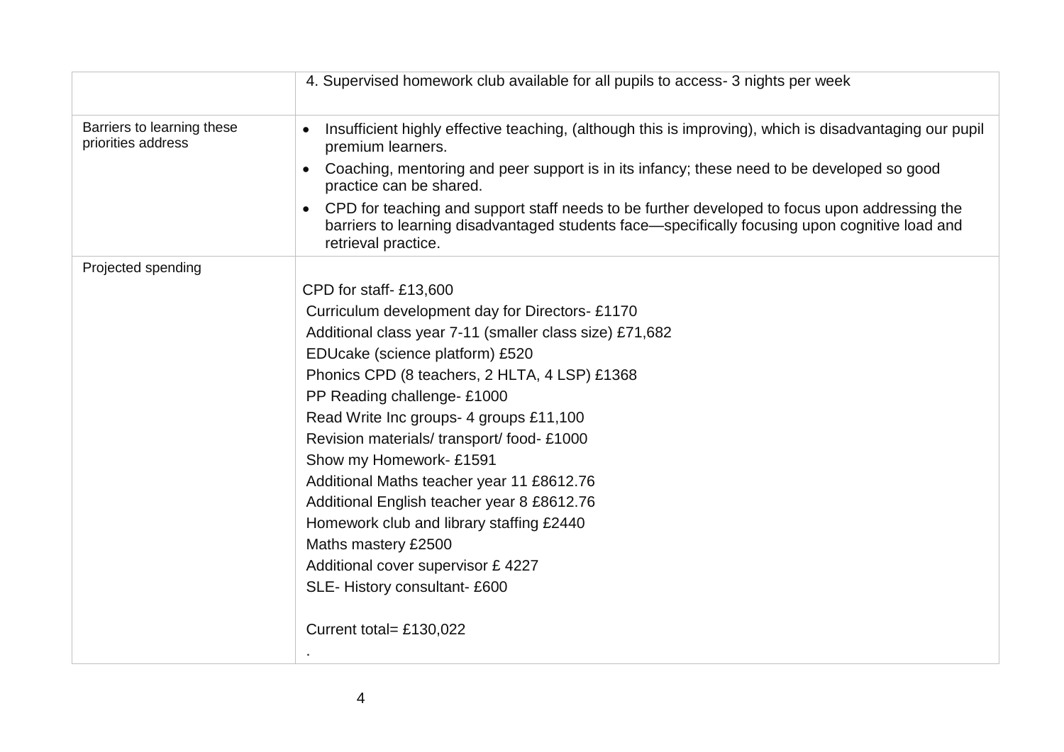| | |
|---|---|
| | 4. Supervised homework club available for all pupils to access- 3 nights per week |
| Barriers to learning these priorities address | • Insufficient highly effective teaching, (although this is improving), which is disadvantaging our pupil premium learners.<br>• Coaching, mentoring and peer support is in its infancy; these need to be developed so good practice can be shared.<br>• CPD for teaching and support staff needs to be further developed to focus upon addressing the barriers to learning disadvantaged students face—specifically focusing upon cognitive load and retrieval practice. |
| Projected spending | CPD for staff- £13,600<br>Curriculum development day for Directors- £1170<br>Additional class year 7-11 (smaller class size) £71,682<br>EDUcake (science platform) £520<br>Phonics CPD (8 teachers, 2 HLTA, 4 LSP) £1368<br>PP Reading challenge- £1000<br>Read Write Inc groups- 4 groups £11,100<br>Revision materials/ transport/ food- £1000<br>Show my Homework- £1591<br>Additional Maths teacher year 11 £8612.76<br>Additional English teacher year 8 £8612.76<br>Homework club and library staffing £2440<br>Maths mastery £2500<br>Additional cover supervisor £ 4227<br>SLE- History consultant- £600<br><br>Current total= £130,022<br>. |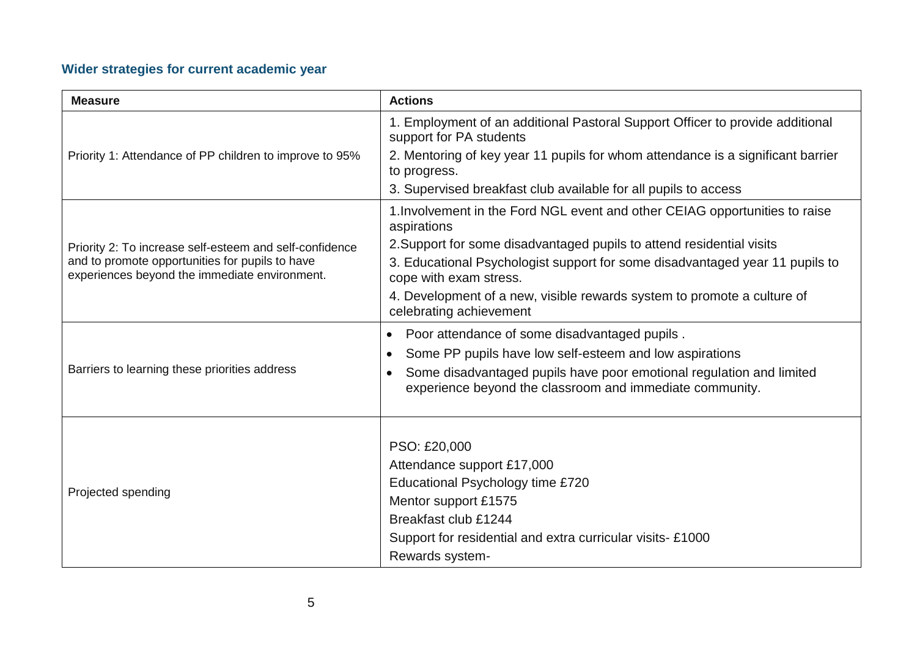### Wider strategies for current academic year

| Measure | Actions |
|---|---|
| Priority 1: Attendance of PP children to improve to 95% | 1. Employment of an additional Pastoral Support Officer to provide additional support for PA students<br>2. Mentoring of key year 11 pupils for whom attendance is a significant barrier to progress.<br>3. Supervised breakfast club available for all pupils to access |
| Priority 2: To increase self-esteem and self-confidence and to promote opportunities for pupils to have experiences beyond the immediate environment. | 1.Involvement in the Ford NGL event and other CEIAG opportunities to raise aspirations<br>2.Support for some disadvantaged pupils to attend residential visits<br>3. Educational Psychologist support for some disadvantaged year 11 pupils to cope with exam stress.<br>4. Development of a new, visible rewards system to promote a culture of celebrating achievement |
| Barriers to learning these priorities address | • Poor attendance of some disadvantaged pupils .<br>• Some PP pupils have low self-esteem and low aspirations<br>• Some disadvantaged pupils have poor emotional regulation and limited experience beyond the classroom and immediate community. |
| Projected spending | PSO: £20,000<br>Attendance support £17,000<br>Educational Psychology time £720<br>Mentor support £1575<br>Breakfast club £1244<br>Support for residential and extra curricular visits- £1000<br>Rewards system- |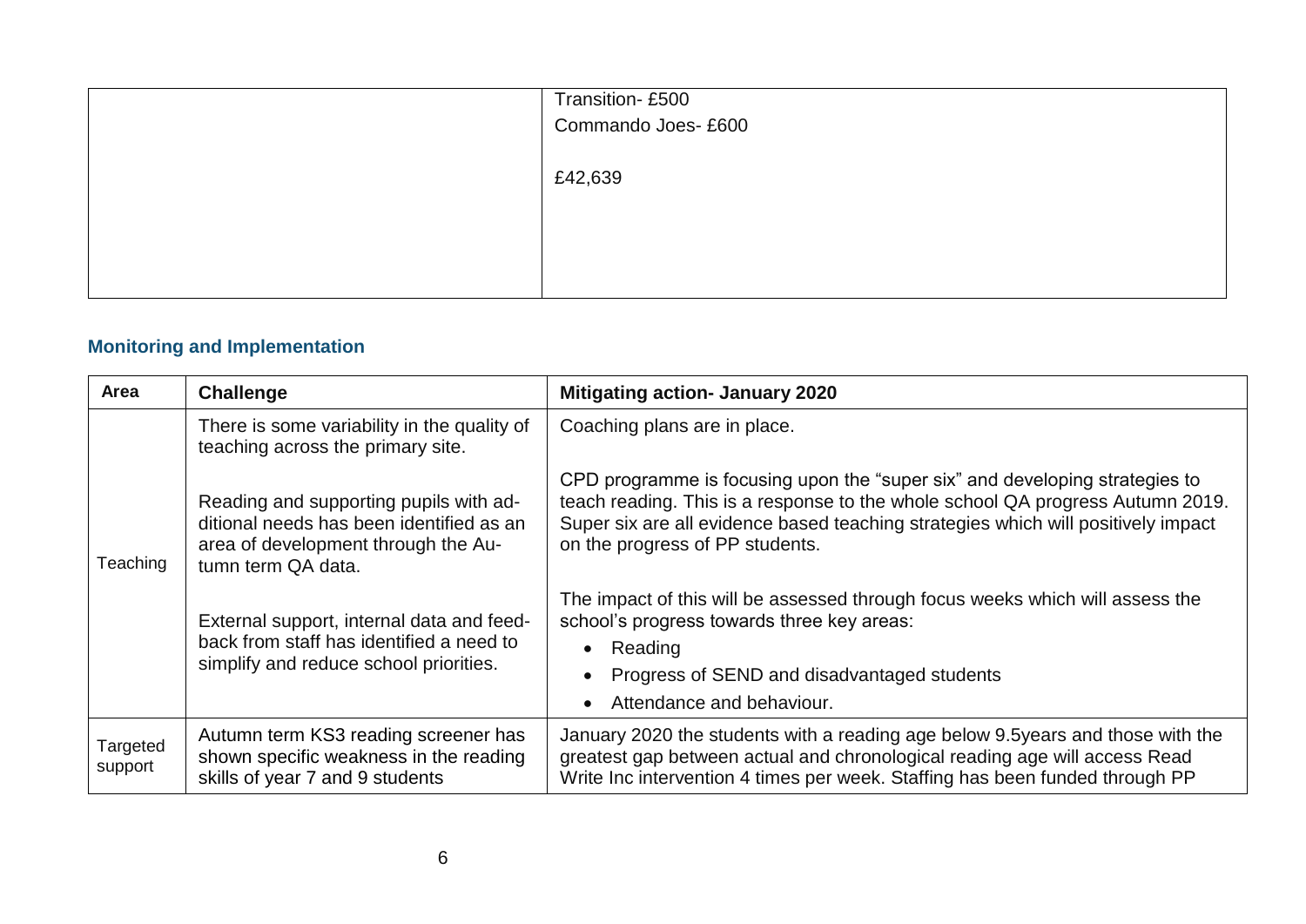| | |
|---|---|
| | Transition- £500<br>Commando Joes- £600<br><br>£42,639 |

### Monitoring and Implementation

| Area | Challenge | Mitigating action- January 2020 |
|---|---|---|
| Teaching | There is some variability in the quality of teaching across the primary site.<br><br>Reading and supporting pupils with additional needs has been identified as an area of development through the Autumn term QA data.<br><br>External support, internal data and feedback from staff has identified a need to simplify and reduce school priorities. | Coaching plans are in place.<br><br>CPD programme is focusing upon the "super six" and developing strategies to teach reading. This is a response to the whole school QA progress Autumn 2019. Super six are all evidence based teaching strategies which will positively impact on the progress of PP students.<br><br>The impact of this will be assessed through focus weeks which will assess the school's progress towards three key areas:<br>• Reading<br>• Progress of SEND and disadvantaged students<br>• Attendance and behaviour. |
| Targeted support | Autumn term KS3 reading screener has shown specific weakness in the reading skills of year 7 and 9 students | January 2020 the students with a reading age below 9.5years and those with the greatest gap between actual and chronological reading age will access Read Write Inc intervention 4 times per week. Staffing has been funded through PP |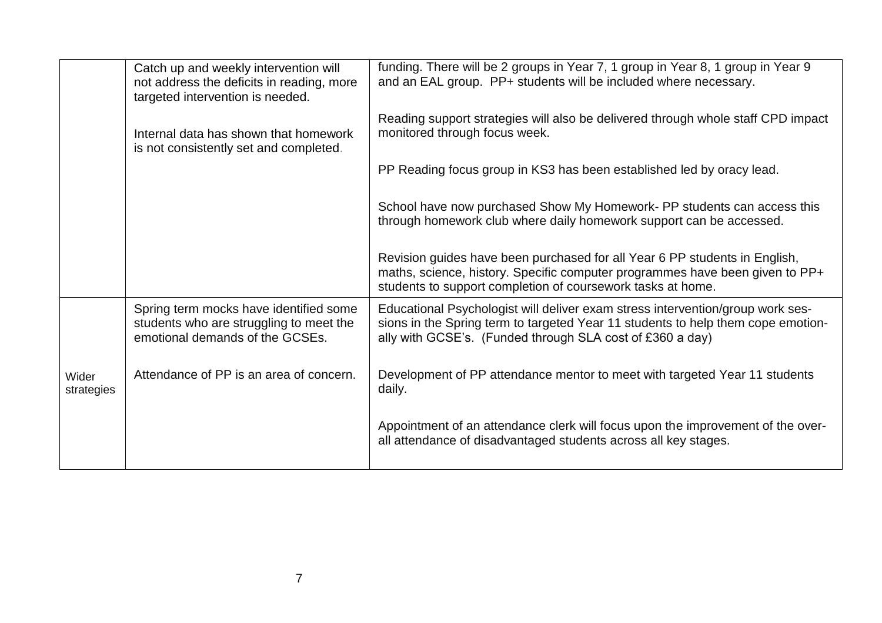| | | |
|---|---|---|
| | Catch up and weekly intervention will not address the deficits in reading, more targeted intervention is needed.<br><br>Internal data has shown that homework is not consistently set and completed. | funding. There will be 2 groups in Year 7, 1 group in Year 8, 1 group in Year 9 and an EAL group. PP+ students will be included where necessary.<br><br>Reading support strategies will also be delivered through whole staff CPD impact monitored through focus week.<br><br>PP Reading focus group in KS3 has been established led by oracy lead.<br><br>School have now purchased Show My Homework- PP students can access this through homework club where daily homework support can be accessed.<br><br>Revision guides have been purchased for all Year 6 PP students in English, maths, science, history. Specific computer programmes have been given to PP+ students to support completion of coursework tasks at home. |
| Wider strategies | Spring term mocks have identified some students who are struggling to meet the emotional demands of the GCSEs.<br><br>Attendance of PP is an area of concern. | Educational Psychologist will deliver exam stress intervention/group work sessions in the Spring term to targeted Year 11 students to help them cope emotionally with GCSE's. (Funded through SLA cost of £360 a day)<br><br>Development of PP attendance mentor to meet with targeted Year 11 students daily.<br><br>Appointment of an attendance clerk will focus upon the improvement of the overall attendance of disadvantaged students across all key stages. |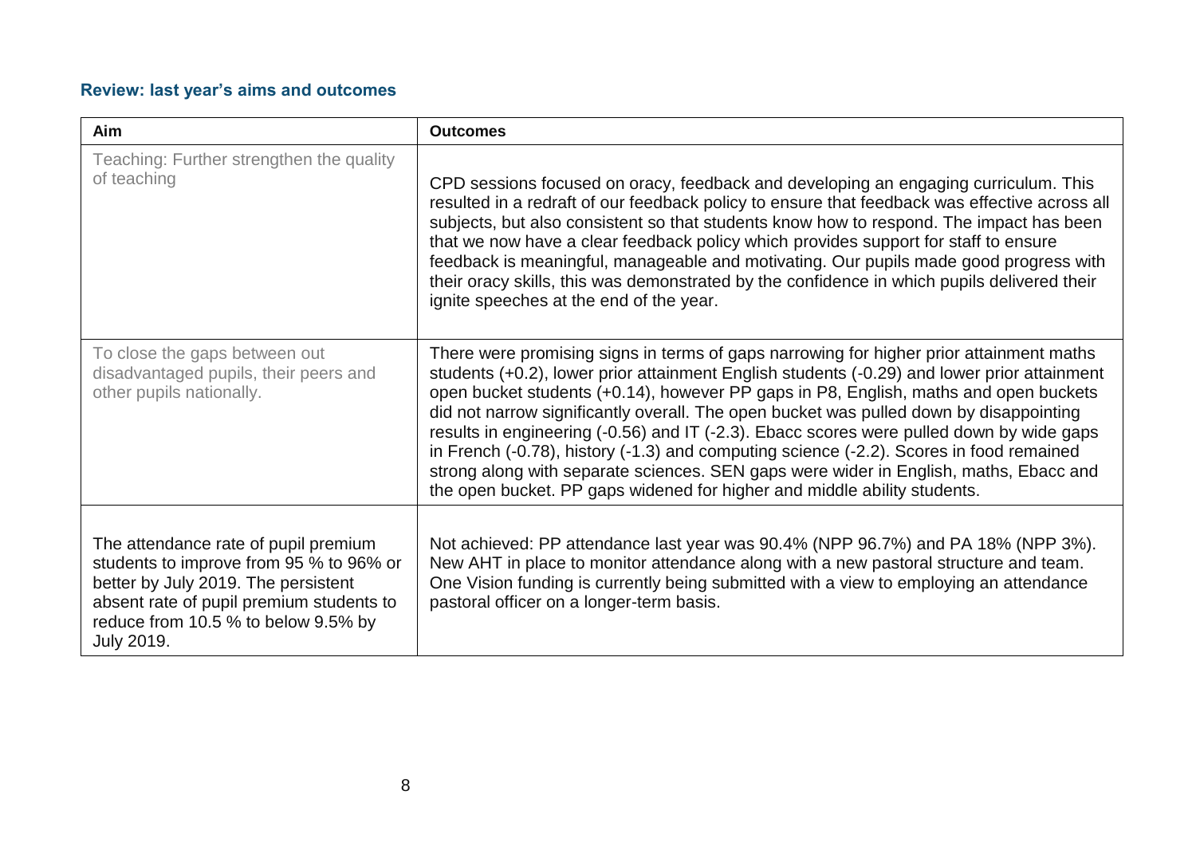### Review: last year's aims and outcomes

| Aim | Outcomes |
| --- | --- |
| Teaching: Further strengthen the quality of teaching | CPD sessions focused on oracy, feedback and developing an engaging curriculum. This resulted in a redraft of our feedback policy to ensure that feedback was effective across all subjects, but also consistent so that students know how to respond. The impact has been that we now have a clear feedback policy which provides support for staff to ensure feedback is meaningful, manageable and motivating. Our pupils made good progress with their oracy skills, this was demonstrated by the confidence in which pupils delivered their ignite speeches at the end of the year. |
| To close the gaps between out disadvantaged pupils, their peers and other pupils nationally. | There were promising signs in terms of gaps narrowing for higher prior attainment maths students (+0.2), lower prior attainment English students (-0.29) and lower prior attainment open bucket students (+0.14), however PP gaps in P8, English, maths and open buckets did not narrow significantly overall. The open bucket was pulled down by disappointing results in engineering (-0.56) and IT (-2.3). Ebacc scores were pulled down by wide gaps in French (-0.78), history (-1.3) and computing science (-2.2). Scores in food remained strong along with separate sciences. SEN gaps were wider in English, maths, Ebacc and the open bucket. PP gaps widened for higher and middle ability students. |
| The attendance rate of pupil premium students to improve from 95 % to 96% or better by July 2019. The persistent absent rate of pupil premium students to reduce from 10.5 % to below 9.5% by July 2019. | Not achieved: PP attendance last year was 90.4% (NPP 96.7%) and PA 18% (NPP 3%). New AHT in place to monitor attendance along with a new pastoral structure and team. One Vision funding is currently being submitted with a view to employing an attendance pastoral officer on a longer-term basis. |